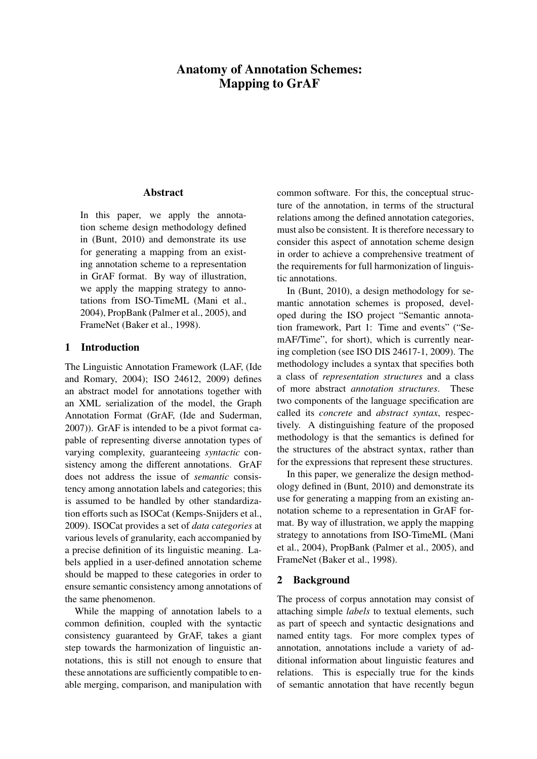# Anatomy of Annotation Schemes: Mapping to GrAF

## Abstract

In this paper, we apply the annotation scheme design methodology defined in (Bunt, 2010) and demonstrate its use for generating a mapping from an existing annotation scheme to a representation in GrAF format. By way of illustration, we apply the mapping strategy to annotations from ISO-TimeML (Mani et al., 2004), PropBank (Palmer et al., 2005), and FrameNet (Baker et al., 1998).

## 1 Introduction

The Linguistic Annotation Framework (LAF, (Ide and Romary, 2004); ISO 24612, 2009) defines an abstract model for annotations together with an XML serialization of the model, the Graph Annotation Format (GrAF, (Ide and Suderman, 2007)). GrAF is intended to be a pivot format capable of representing diverse annotation types of varying complexity, guaranteeing *syntactic* consistency among the different annotations. GrAF does not address the issue of *semantic* consistency among annotation labels and categories; this is assumed to be handled by other standardization efforts such as ISOCat (Kemps-Snijders et al., 2009). ISOCat provides a set of *data categories* at various levels of granularity, each accompanied by a precise definition of its linguistic meaning. Labels applied in a user-defined annotation scheme should be mapped to these categories in order to ensure semantic consistency among annotations of the same phenomenon.

While the mapping of annotation labels to a common definition, coupled with the syntactic consistency guaranteed by GrAF, takes a giant step towards the harmonization of linguistic annotations, this is still not enough to ensure that these annotations are sufficiently compatible to enable merging, comparison, and manipulation with common software. For this, the conceptual structure of the annotation, in terms of the structural relations among the defined annotation categories, must also be consistent. It is therefore necessary to consider this aspect of annotation scheme design in order to achieve a comprehensive treatment of the requirements for full harmonization of linguistic annotations.

In (Bunt, 2010), a design methodology for semantic annotation schemes is proposed, developed during the ISO project "Semantic annotation framework, Part 1: Time and events" ("SemAF/Time", for short), which is currently nearing completion (see ISO DIS 24617-1, 2009). The methodology includes a syntax that specifies both a class of *representation structures* and a class of more abstract *annotation structures*. These two components of the language specification are called its *concrete* and *abstract syntax*, respectively. A distinguishing feature of the proposed methodology is that the semantics is defined for the structures of the abstract syntax, rather than for the expressions that represent these structures.

In this paper, we generalize the design methodology defined in (Bunt, 2010) and demonstrate its use for generating a mapping from an existing annotation scheme to a representation in GrAF format. By way of illustration, we apply the mapping strategy to annotations from ISO-TimeML (Mani et al., 2004), PropBank (Palmer et al., 2005), and FrameNet (Baker et al., 1998).

## 2 Background

The process of corpus annotation may consist of attaching simple *labels* to textual elements, such as part of speech and syntactic designations and named entity tags. For more complex types of annotation, annotations include a variety of additional information about linguistic features and relations. This is especially true for the kinds of semantic annotation that have recently begun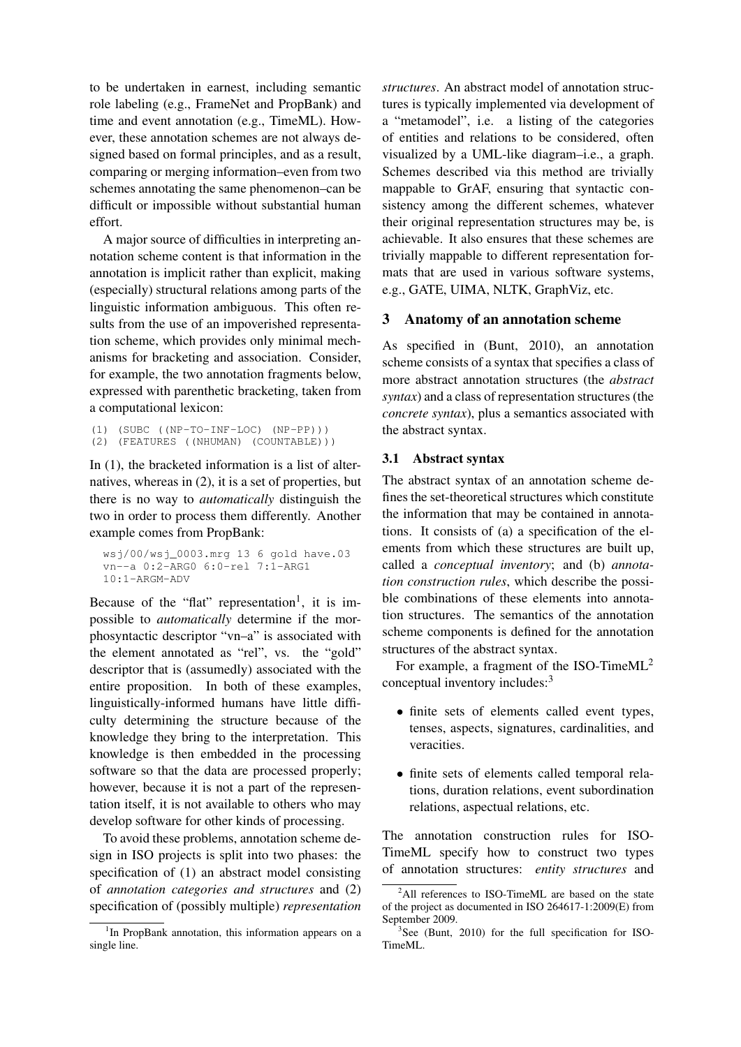to be undertaken in earnest, including semantic role labeling (e.g., FrameNet and PropBank) and time and event annotation (e.g., TimeML). However, these annotation schemes are not always designed based on formal principles, and as a result, comparing or merging information–even from two schemes annotating the same phenomenon–can be difficult or impossible without substantial human effort.

A major source of difficulties in interpreting annotation scheme content is that information in the annotation is implicit rather than explicit, making (especially) structural relations among parts of the linguistic information ambiguous. This often results from the use of an impoverished representation scheme, which provides only minimal mechanisms for bracketing and association. Consider, for example, the two annotation fragments below, expressed with parenthetic bracketing, taken from a computational lexicon:

```
(1) (SUBC ((NP-TO-INF-LOC) (NP-PP)))
(2) (FEATURES ((NHUMAN) (COUNTABLE)))
```

In (1), the bracketed information is a list of alternatives, whereas in (2), it is a set of properties, but there is no way to *automatically* distinguish the two in order to process them differently. Another example comes from PropBank:

```
wsj/00/wsj_0003.mrg 13 6 gold have.03
vn--a 0:2-ARG0 6:0-rel 7:1-ARG1
10:1-ARGM-ADV
```

Because of the "flat" representation[1], it is impossible to *automatically* determine if the morphosyntactic descriptor "vn–a" is associated with the element annotated as "rel", vs. the "gold" descriptor that is (assumedly) associated with the entire proposition. In both of these examples, linguistically-informed humans have little difficulty determining the structure because of the knowledge they bring to the interpretation. This knowledge is then embedded in the processing software so that the data are processed properly; however, because it is not a part of the representation itself, it is not available to others who may develop software for other kinds of processing.

To avoid these problems, annotation scheme design in ISO projects is split into two phases: the specification of (1) an abstract model consisting of *annotation categories and structures* and (2) specification of (possibly multiple) *representation structures*. An abstract model of annotation structures is typically implemented via development of a "metamodel", i.e. a listing of the categories of entities and relations to be considered, often visualized by a UML-like diagram–i.e., a graph. Schemes described via this method are trivially mappable to GrAF, ensuring that syntactic consistency among the different schemes, whatever their original representation structures may be, is achievable. It also ensures that these schemes are trivially mappable to different representation formats that are used in various software systems, e.g., GATE, UIMA, NLTK, GraphViz, etc.

## 3 Anatomy of an annotation scheme

As specified in (Bunt, 2010), an annotation scheme consists of a syntax that specifies a class of more abstract annotation structures (the *abstract syntax*) and a class of representation structures (the *concrete syntax*), plus a semantics associated with the abstract syntax.

### 3.1 Abstract syntax

The abstract syntax of an annotation scheme defines the set-theoretical structures which constitute the information that may be contained in annotations. It consists of (a) a specification of the elements from which these structures are built up, called a *conceptual inventory*; and (b) *annotation construction rules*, which describe the possible combinations of these elements into annotation structures. The semantics of the annotation scheme components is defined for the annotation structures of the abstract syntax.

For example, a fragment of the ISO-TimeML[2] conceptual inventory includes:[3]

- finite sets of elements called event types, tenses, aspects, signatures, cardinalities, and veracities.
- finite sets of elements called temporal relations, duration relations, event subordination relations, aspectual relations, etc.

The annotation construction rules for ISO-TimeML specify how to construct two types of annotation structures: *entity structures* and

[1] In PropBank annotation, this information appears on a single line.

[2] All references to ISO-TimeML are based on the state of the project as documented in ISO 264617-1:2009(E) from September 2009.

[3] See (Bunt, 2010) for the full specification for ISO-TimeML.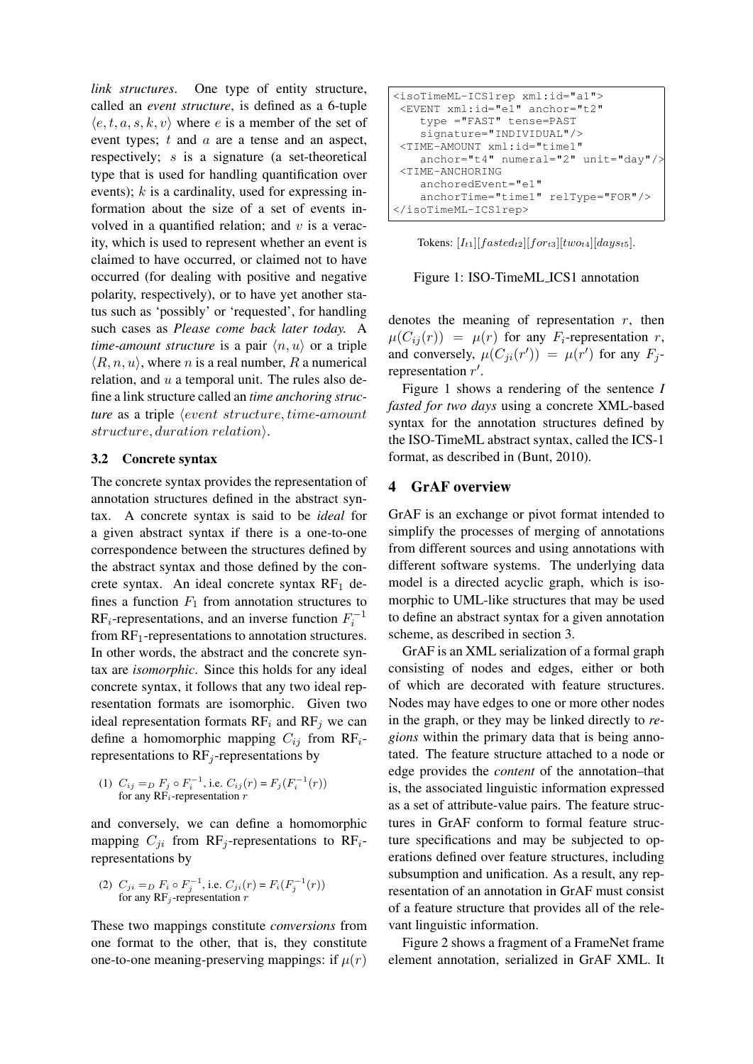*link structures*. One type of entity structure, called an *event structure*, is defined as a 6-tuple $\langle e, t, a, s, k, v \rangle$ where $e$ is a member of the set of event types; $t$ and $a$ are a tense and an aspect, respectively; $s$ is a signature (a set-theoretical type that is used for handling quantification over events); $k$ is a cardinality, used for expressing information about the size of a set of events involved in a quantified relation; and $v$ is a veracity, which is used to represent whether an event is claimed to have occurred, or claimed not to have occurred (for dealing with positive and negative polarity, respectively), or to have yet another status such as 'possibly' or 'requested', for handling such cases as *Please come back later today.* A *time-amount structure* is a pair $\langle n, u \rangle$ or a triple $\langle R, n, u \rangle$, where $n$ is a real number, $R$ a numerical relation, and $u$ a temporal unit. The rules also define a link structure called an *time anchoring structure* as a triple $\langle event\ structure, time\text{-}amount\ structure, duration\ relation \rangle$.

### 3.2 Concrete syntax

The concrete syntax provides the representation of annotation structures defined in the abstract syntax. A concrete syntax is said to be *ideal* for a given abstract syntax if there is a one-to-one correspondence between the structures defined by the abstract syntax and those defined by the concrete syntax. An ideal concrete syntax $\text{RF}_1$ defines a function $F_1$ from annotation structures to $\text{RF}_i$-representations, and an inverse function $F_i^{-1}$ from $\text{RF}_1$-representations to annotation structures. In other words, the abstract and the concrete syntax are *isomorphic*. Since this holds for any ideal concrete syntax, it follows that any two ideal representation formats are isomorphic. Given two ideal representation formats $\text{RF}_i$ and $\text{RF}_j$ we can define a homomorphic mapping $C_{ij}$ from $\text{RF}_i$-representations to $\text{RF}_j$-representations by

(1) $C_{ij} =_D F_j \circ F_i^{-1}$, i.e. $C_{ij}(r) = F_j(F_i^{-1}(r))$ for any $\text{RF}_i$-representation $r$

and conversely, we can define a homomorphic mapping $C_{ji}$ from $\text{RF}_j$-representations to $\text{RF}_i$-representations by

(2) $C_{ji} =_D F_i \circ F_j^{-1}$, i.e. $C_{ji}(r) = F_i(F_j^{-1}(r))$ for any $\text{RF}_j$-representation $r$

These two mappings constitute *conversions* from one format to the other, that is, they constitute one-to-one meaning-preserving mappings: if $\mu(r)$ denotes the meaning of representation $r$, then $\mu(C_{ij}(r)) = \mu(r)$ for any $F_i$-representation $r$, and conversely, $\mu(C_{ji}(r')) = \mu(r')$ for any $F_j$-representation $r'$.

```
<isoTimeML-ICS1rep xml:id="a1">
 <EVENT xml:id="e1" anchor="t2"
    type ="FAST" tense=PAST
    signature="INDIVIDUAL"/>
 <TIME-AMOUNT xml:id="time1"
    anchor="t4" numeral="2" unit="day"/>
 <TIME-ANCHORING
    anchoredEvent="e1"
    anchorTime="time1" relType="FOR"/>
</isoTimeML-ICS1rep>
```

Tokens: $[I_{t1}][fasted_{t2}][for_{t3}][two_{t4}][days_{t5}]$.

Figure 1: ISO-TimeML_ICS1 annotation

Figure 1 shows a rendering of the sentence *I fasted for two days* using a concrete XML-based syntax for the annotation structures defined by the ISO-TimeML abstract syntax, called the ICS-1 format, as described in (Bunt, 2010).

## 4 GrAF overview

GrAF is an exchange or pivot format intended to simplify the processes of merging of annotations from different sources and using annotations with different software systems. The underlying data model is a directed acyclic graph, which is isomorphic to UML-like structures that may be used to define an abstract syntax for a given annotation scheme, as described in section 3.

GrAF is an XML serialization of a formal graph consisting of nodes and edges, either or both of which are decorated with feature structures. Nodes may have edges to one or more other nodes in the graph, or they may be linked directly to *regions* within the primary data that is being annotated. The feature structure attached to a node or edge provides the *content* of the annotation–that is, the associated linguistic information expressed as a set of attribute-value pairs. The feature structures in GrAF conform to formal feature structure specifications and may be subjected to operations defined over feature structures, including subsumption and unification. As a result, any representation of an annotation in GrAF must consist of a feature structure that provides all of the relevant linguistic information.

Figure 2 shows a fragment of a FrameNet frame element annotation, serialized in GrAF XML. It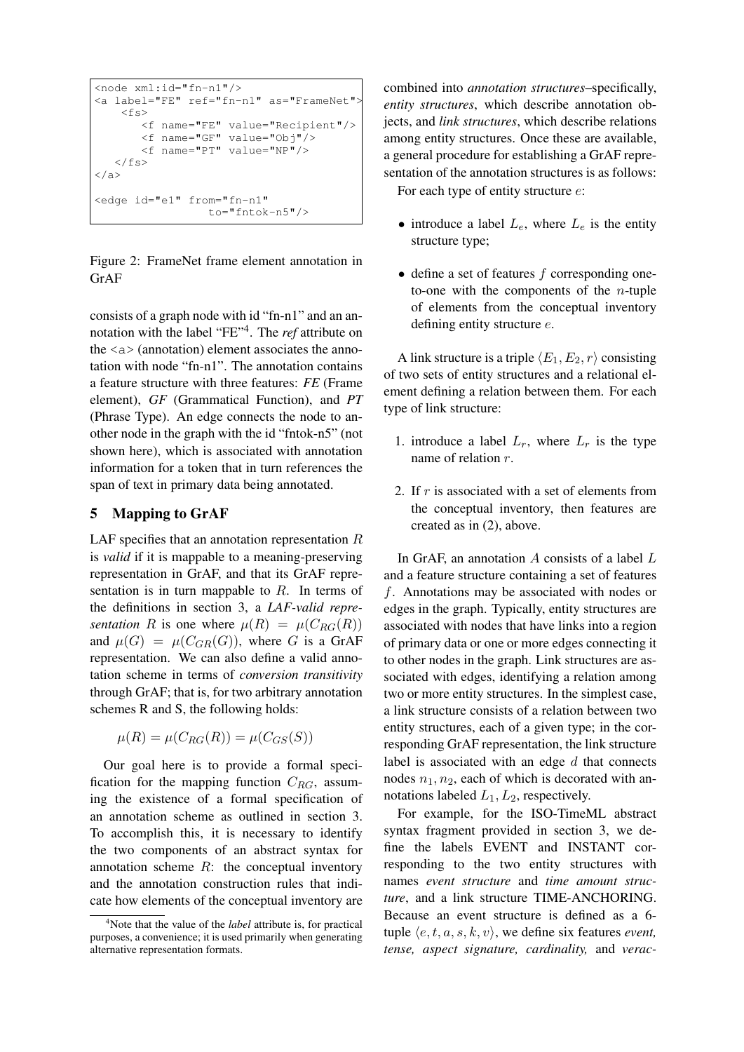```
<node xml:id="fn-n1"/>
<a label="FE" ref="fn-n1" as="FrameNet">
    <fs>
        <f name="FE" value="Recipient"/>
        <f name="GF" value="Obj"/>
        <f name="PT" value="NP"/>
    </fs>
</a>

<edge id="e1" from="fn-n1"
                  to="fntok-n5"/>
```

Figure 2: FrameNet frame element annotation in GrAF

consists of a graph node with id "fn-n1" and an annotation with the label "FE"[4]. The *ref* attribute on the <a> (annotation) element associates the annotation with node "fn-n1". The annotation contains a feature structure with three features: *FE* (Frame element), *GF* (Grammatical Function), and *PT* (Phrase Type). An edge connects the node to another node in the graph with the id "fntok-n5" (not shown here), which is associated with annotation information for a token that in turn references the span of text in primary data being annotated.

## 5 Mapping to GrAF

LAF specifies that an annotation representation $R$ is *valid* if it is mappable to a meaning-preserving representation in GrAF, and that its GrAF representation is in turn mappable to $R$. In terms of the definitions in section 3, a *LAF-valid representation* $R$ is one where $\mu(R) = \mu(C_{RG}(R))$ and $\mu(G) = \mu(C_{GR}(G))$, where $G$ is a GrAF representation. We can also define a valid annotation scheme in terms of *conversion transitivity* through GrAF; that is, for two arbitrary annotation schemes R and S, the following holds:

$$\mu(R) = \mu(C_{RG}(R)) = \mu(C_{GS}(S))$$

Our goal here is to provide a formal specification for the mapping function $C_{RG}$, assuming the existence of a formal specification of an annotation scheme as outlined in section 3. To accomplish this, it is necessary to identify the two components of an abstract syntax for annotation scheme $R$: the conceptual inventory and the annotation construction rules that indicate how elements of the conceptual inventory are combined into *annotation structures*–specifically, *entity structures*, which describe annotation objects, and *link structures*, which describe relations among entity structures. Once these are available, a general procedure for establishing a GrAF representation of the annotation structures is as follows:

For each type of entity structure $e$:

- introduce a label $L_e$, where $L_e$ is the entity structure type;
- define a set of features $f$ corresponding one-to-one with the components of the $n$-tuple of elements from the conceptual inventory defining entity structure $e$.

A link structure is a triple $\langle E_1, E_2, r\rangle$ consisting of two sets of entity structures and a relational element defining a relation between them. For each type of link structure:

1. introduce a label $L_r$, where $L_r$ is the type name of relation $r$.
2. If $r$ is associated with a set of elements from the conceptual inventory, then features are created as in (2), above.

In GrAF, an annotation $A$ consists of a label $L$ and a feature structure containing a set of features $f$. Annotations may be associated with nodes or edges in the graph. Typically, entity structures are associated with nodes that have links into a region of primary data or one or more edges connecting it to other nodes in the graph. Link structures are associated with edges, identifying a relation among two or more entity structures. In the simplest case, a link structure consists of a relation between two entity structures, each of a given type; in the corresponding GrAF representation, the link structure label is associated with an edge $d$ that connects nodes $n_1, n_2$, each of which is decorated with annotations labeled $L_1, L_2$, respectively.

For example, for the ISO-TimeML abstract syntax fragment provided in section 3, we define the labels EVENT and INSTANT corresponding to the two entity structures with names *event structure* and *time amount structure*, and a link structure TIME-ANCHORING. Because an event structure is defined as a 6-tuple $\langle e, t, a, s, k, v\rangle$, we define six features *event, tense, aspect signature, cardinality,* and *verac-*

[4]Note that the value of the *label* attribute is, for practical purposes, a convenience; it is used primarily when generating alternative representation formats.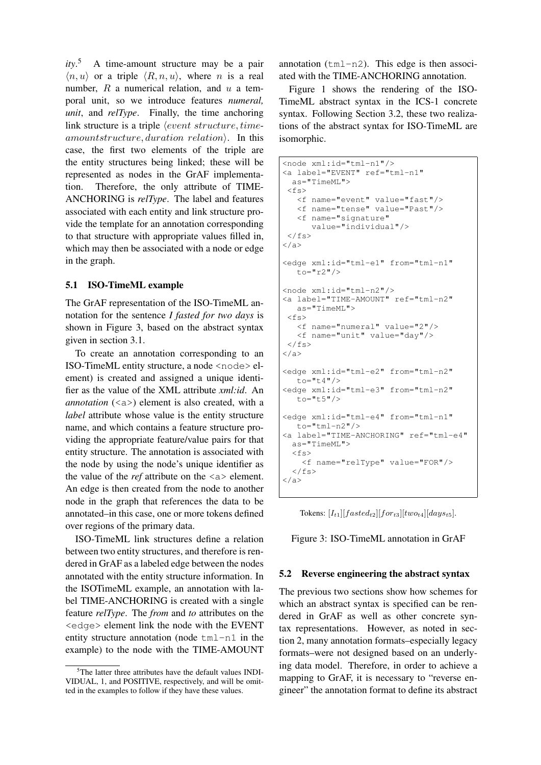*ity*.[5] A time-amount structure may be a pair $\langle n, u \rangle$ or a triple $\langle R, n, u \rangle$, where $n$ is a real number, $R$ a numerical relation, and $u$ a temporal unit, so we introduce features *numeral, unit*, and *relType*. Finally, the time anchoring link structure is a triple $\langle event\ structure, time\text{-}amountstructure, duration\ relation \rangle$. In this case, the first two elements of the triple are the entity structures being linked; these will be represented as nodes in the GrAF implementation. Therefore, the only attribute of TIME-ANCHORING is *relType*. The label and features associated with each entity and link structure provide the template for an annotation corresponding to that structure with appropriate values filled in, which may then be associated with a node or edge in the graph.

### 5.1 ISO-TimeML example

The GrAF representation of the ISO-TimeML annotation for the sentence *I fasted for two days* is shown in Figure 3, based on the abstract syntax given in section 3.1.

To create an annotation corresponding to an ISO-TimeML entity structure, a node <node> element) is created and assigned a unique identifier as the value of the XML attribute *xml:id*. An *annotation* (<a>) element is also created, with a *label* attribute whose value is the entity structure name, and which contains a feature structure providing the appropriate feature/value pairs for that entity structure. The annotation is associated with the node by using the node's unique identifier as the value of the *ref* attribute on the <a> element. An edge is then created from the node to another node in the graph that references the data to be annotated–in this case, one or more tokens defined over regions of the primary data.

ISO-TimeML link structures define a relation between two entity structures, and therefore is rendered in GrAF as a labeled edge between the nodes annotated with the entity structure information. In the ISOTimeML example, an annotation with label TIME-ANCHORING is created with a single feature *relType*. The *from* and *to* attributes on the <edge> element link the node with the EVENT entity structure annotation (node tml-n1 in the example) to the node with the TIME-AMOUNT annotation (tml-n2). This edge is then associated with the TIME-ANCHORING annotation.

Figure 1 shows the rendering of the ISO-TimeML abstract syntax in the ICS-1 concrete syntax. Following Section 3.2, these two realizations of the abstract syntax for ISO-TimeML are isomorphic.

```
<node xml:id="tml-n1"/>
<a label="EVENT" ref="tml-n1"
  as="TimeML">
 <fs>
   <f name="event" value="fast"/>
   <f name="tense" value="Past"/>
   <f name="signature"
      value="individual"/>
 </fs>
</a>

<edge xml:id="tml-e1" from="tml-n1"
   to="r2"/>

<node xml:id="tml-n2"/>
<a label="TIME-AMOUNT" ref="tml-n2"
   as="TimeML">
 <fs>
   <f name="numeral" value="2"/>
   <f name="unit" value="day"/>
 </fs>
</a>

<edge xml:id="tml-e2" from="tml-n2"
   to="t4"/>
<edge xml:id="tml-e3" from="tml-n2"
   to="t5"/>

<edge xml:id="tml-e4" from="tml-n1"
   to="tml-n2"/>
<a label="TIME-ANCHORING" ref="tml-e4"
  as="TimeML">
  <fs>
    <f name="relType" value="FOR"/>
  </fs>
</a>
```

Tokens: $[I_{t1}][fasted_{t2}][for_{t3}][two_{t4}][days_{t5}]$.

Figure 3: ISO-TimeML annotation in GrAF

### 5.2 Reverse engineering the abstract syntax

The previous two sections show how schemes for which an abstract syntax is specified can be rendered in GrAF as well as other concrete syntax representations. However, as noted in section 2, many annotation formats–especially legacy formats–were not designed based on an underlying data model. Therefore, in order to achieve a mapping to GrAF, it is necessary to "reverse engineer" the annotation format to define its abstract

[5]The latter three attributes have the default values INDIVIDUAL, 1, and POSITIVE, respectively, and will be omitted in the examples to follow if they have these values.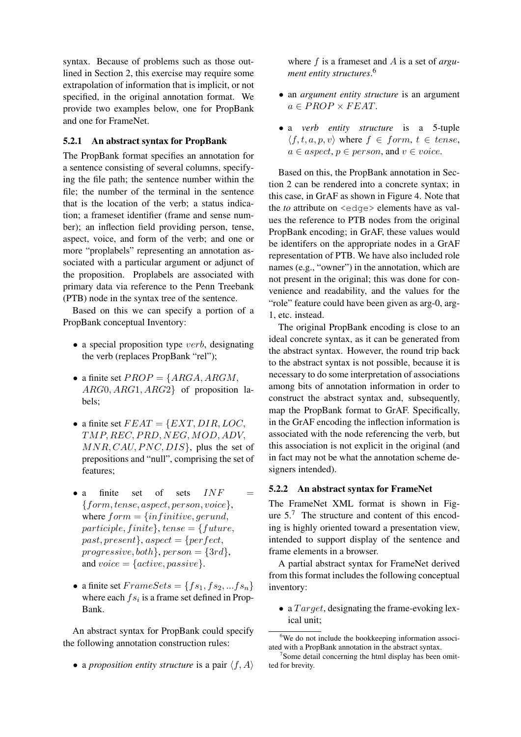syntax. Because of problems such as those outlined in Section 2, this exercise may require some extrapolation of information that is implicit, or not specified, in the original annotation format. We provide two examples below, one for PropBank and one for FrameNet.

### 5.2.1 An abstract syntax for PropBank

The PropBank format specifies an annotation for a sentence consisting of several columns, specifying the file path; the sentence number within the file; the number of the terminal in the sentence that is the location of the verb; a status indication; a frameset identifier (frame and sense number); an inflection field providing person, tense, aspect, voice, and form of the verb; and one or more "proplabels" representing an annotation associated with a particular argument or adjunct of the proposition. Proplabels are associated with primary data via reference to the Penn Treebank (PTB) node in the syntax tree of the sentence.

Based on this we can specify a portion of a PropBank conceptual Inventory:

- a special proposition type $verb$, designating the verb (replaces PropBank "rel");
- a finite set $PROP = \{ARGA, ARGM, ARG0, ARG1, ARG2\}$ of proposition labels;
- a finite set $FEAT = \{EXT, DIR, LOC, TMP, REC, PRD, NEG, MOD, ADV, MNR, CAU, PNC, DIS\}$, plus the set of prepositions and "null", comprising the set of features;
- a finite set of sets $INF = \{form, tense, aspect, person, voice\}$, where $form = \{infinitive, gerund, participle, finite\}$, $tense = \{future, past, present\}$, $aspect = \{perfect, progressive, both\}$, $person = \{3rd\}$, and $voice = \{active, passive\}$.
- a finite set $FrameSets = \{fs_1, fs_2, ...fs_n\}$ where each $fs_i$ is a frame set defined in PropBank.

An abstract syntax for PropBank could specify the following annotation construction rules:

- a *proposition entity structure* is a pair $\langle f, A \rangle$ where $f$ is a frameset and $A$ is a set of *argument entity structures*.[6]
- an *argument entity structure* is an argument $a \in PROP \times FEAT$.
- a *verb entity structure* is a 5-tuple $\langle f, t, a, p, v \rangle$ where $f \in form$, $t \in tense$, $a \in aspect$, $p \in person$, and $v \in voice$.

Based on this, the PropBank annotation in Section 2 can be rendered into a concrete syntax; in this case, in GrAF as shown in Figure 4. Note that the *to* attribute on `<edge>` elements have as values the reference to PTB nodes from the original PropBank encoding; in GrAF, these values would be identifers on the appropriate nodes in a GrAF representation of PTB. We have also included role names (e.g., "owner") in the annotation, which are not present in the original; this was done for convenience and readability, and the values for the "role" feature could have been given as arg-0, arg-1, etc. instead.

The original PropBank encoding is close to an ideal concrete syntax, as it can be generated from the abstract syntax. However, the round trip back to the abstract syntax is not possible, because it is necessary to do some interpretation of associations among bits of annotation information in order to construct the abstract syntax and, subsequently, map the PropBank format to GrAF. Specifically, in the GrAF encoding the inflection information is associated with the node referencing the verb, but this association is not explicit in the original (and in fact may not be what the annotation scheme designers intended).

### 5.2.2 An abstract syntax for FrameNet

The FrameNet XML format is shown in Figure 5.[7] The structure and content of this encoding is highly oriented toward a presentation view, intended to support display of the sentence and frame elements in a browser.

A partial abstract syntax for FrameNet derived from this format includes the following conceptual inventory:

- a $Target$, designating the frame-evoking lexical unit;

[6] We do not include the bookkeeping information associated with a PropBank annotation in the abstract syntax.

[7] Some detail concerning the html display has been omitted for brevity.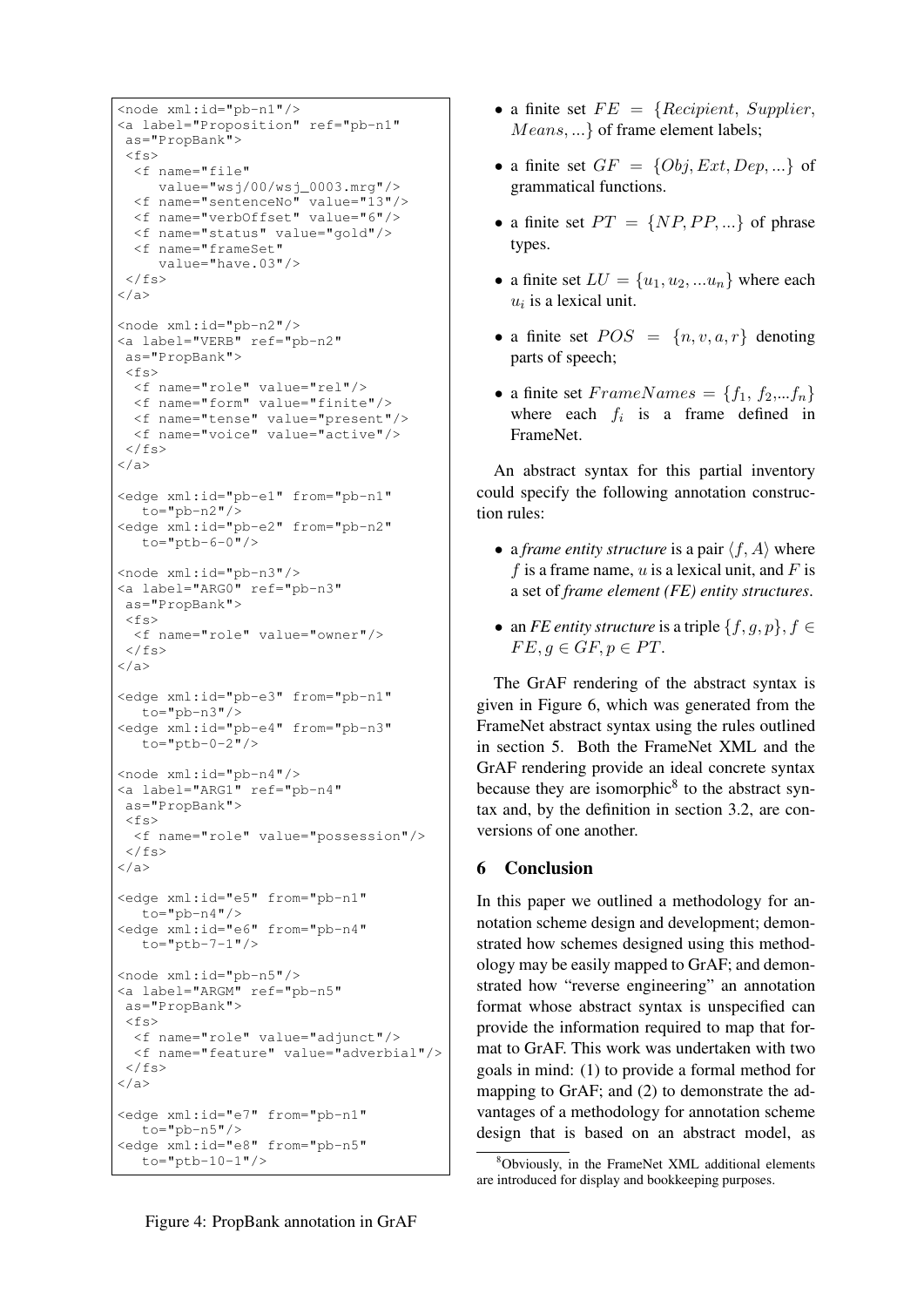```
<node xml:id="pb-n1"/>
<a label="Proposition" ref="pb-n1"
 as="PropBank">
 <fs>
  <f name="file"
     value="wsj/00/wsj_0003.mrg"/>
  <f name="sentenceNo" value="13"/>
  <f name="verbOffset" value="6"/>
  <f name="status" value="gold"/>
  <f name="frameSet"
     value="have.03"/>
 </fs>
</a>

<node xml:id="pb-n2"/>
<a label="VERB" ref="pb-n2"
 as="PropBank">
 <fs>
  <f name="role" value="rel"/>
  <f name="form" value="finite"/>
  <f name="tense" value="present"/>
  <f name="voice" value="active"/>
 </fs>
</a>

<edge xml:id="pb-e1" from="pb-n1"
   to="pb-n2"/>
<edge xml:id="pb-e2" from="pb-n2"
   to="ptb-6-0"/>

<node xml:id="pb-n3"/>
<a label="ARG0" ref="pb-n3"
 as="PropBank">
 <fs>
  <f name="role" value="owner"/>
 </fs>
</a>

<edge xml:id="pb-e3" from="pb-n1"
   to="pb-n3"/>
<edge xml:id="pb-e4" from="pb-n3"
   to="ptb-0-2"/>

<node xml:id="pb-n4"/>
<a label="ARG1" ref="pb-n4"
 as="PropBank">
 <fs>
  <f name="role" value="possession"/>
 </fs>
</a>

<edge xml:id="e5" from="pb-n1"
   to="pb-n4"/>
<edge xml:id="e6" from="pb-n4"
   to="ptb-7-1"/>

<node xml:id="pb-n5"/>
<a label="ARGM" ref="pb-n5"
 as="PropBank">
 <fs>
  <f name="role" value="adjunct"/>
  <f name="feature" value="adverbial"/>
 </fs>
</a>

<edge xml:id="e7" from="pb-n1"
   to="pb-n5"/>
<edge xml:id="e8" from="pb-n5"
   to="ptb-10-1"/>
```

Figure 4: PropBank annotation in GrAF

- a finite set $FE = \{Recipient, Supplier, Means, ...\}$ of frame element labels;
- a finite set $GF = \{Obj, Ext, Dep, ...\}$ of grammatical functions.
- a finite set $PT = \{NP, PP, ...\}$ of phrase types.
- a finite set $LU = \{u_1, u_2, ...u_n\}$ where each $u_i$ is a lexical unit.
- a finite set $POS = \{n, v, a, r\}$ denoting parts of speech;
- a finite set $FrameNames = \{f_1, f_2, ...f_n\}$ where each $f_i$ is a frame defined in FrameNet.

An abstract syntax for this partial inventory could specify the following annotation construction rules:

- a *frame entity structure* is a pair $\langle f, A \rangle$ where $f$ is a frame name, $u$ is a lexical unit, and $F$ is a set of *frame element (FE) entity structures*.
- an *FE entity structure* is a triple $\{f, g, p\}, f \in FE, g \in GF, p \in PT$.

The GrAF rendering of the abstract syntax is given in Figure 6, which was generated from the FrameNet abstract syntax using the rules outlined in section 5. Both the FrameNet XML and the GrAF rendering provide an ideal concrete syntax because they are isomorphic[8] to the abstract syntax and, by the definition in section 3.2, are conversions of one another.

## 6 Conclusion

In this paper we outlined a methodology for annotation scheme design and development; demonstrated how schemes designed using this methodology may be easily mapped to GrAF; and demonstrated how "reverse engineering" an annotation format whose abstract syntax is unspecified can provide the information required to map that format to GrAF. This work was undertaken with two goals in mind: (1) to provide a formal method for mapping to GrAF; and (2) to demonstrate the advantages of a methodology for annotation scheme design that is based on an abstract model, as

[8] Obviously, in the FrameNet XML additional elements are introduced for display and bookkeeping purposes.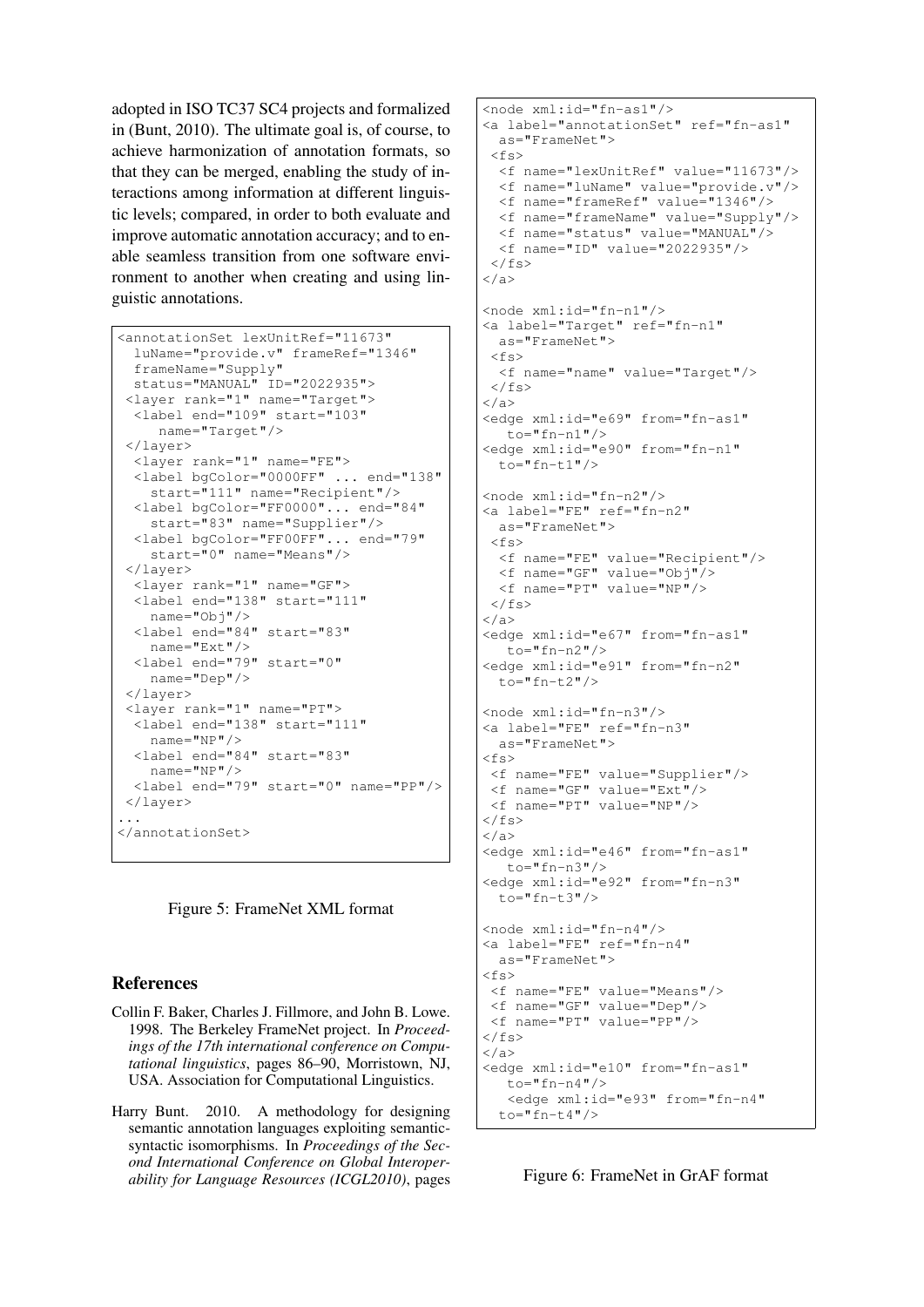adopted in ISO TC37 SC4 projects and formalized in (Bunt, 2010). The ultimate goal is, of course, to achieve harmonization of annotation formats, so that they can be merged, enabling the study of interactions among information at different linguistic levels; compared, in order to both evaluate and improve automatic annotation accuracy; and to enable seamless transition from one software environment to another when creating and using linguistic annotations.

```
<annotationSet lexUnitRef="11673"
  luName="provide.v" frameRef="1346"
  frameName="Supply"
  status="MANUAL" ID="2022935">
 <layer rank="1" name="Target">
  <label end="109" start="103"
     name="Target"/>
 </layer>
  <layer rank="1" name="FE">
  <label bgColor="0000FF" ... end="138"
    start="111" name="Recipient"/>
  <label bgColor="FF0000"... end="84"
    start="83" name="Supplier"/>
  <label bgColor="FF00FF"... end="79"
    start="0" name="Means"/>
 </layer>
  <layer rank="1" name="GF">
  <label end="138" start="111"
    name="Obj"/>
  <label end="84" start="83"
    name="Ext"/>
  <label end="79" start="0"
    name="Dep"/>
 </layer>
 <layer rank="1" name="PT">
  <label end="138" start="111"
    name="NP"/>
  <label end="84" start="83"
    name="NP"/>
  <label end="79" start="0" name="PP"/>
 </layer>
...
</annotationSet>
```

Figure 5: FrameNet XML format

## References

Collin F. Baker, Charles J. Fillmore, and John B. Lowe. 1998. The Berkeley FrameNet project. In *Proceedings of the 17th international conference on Computational linguistics*, pages 86–90, Morristown, NJ, USA. Association for Computational Linguistics.

Harry Bunt. 2010. A methodology for designing semantic annotation languages exploiting semantic-syntactic isomorphisms. In *Proceedings of the Second International Conference on Global Interoperability for Language Resources (ICGL2010)*, pages

```
<node xml:id="fn-as1"/>
<a label="annotationSet" ref="fn-as1"
  as="FrameNet">
 <fs>
  <f name="lexUnitRef" value="11673"/>
  <f name="luName" value="provide.v"/>
  <f name="frameRef" value="1346"/>
  <f name="frameName" value="Supply"/>
  <f name="status" value="MANUAL"/>
  <f name="ID" value="2022935"/>
 </fs>
</a>

<node xml:id="fn-n1"/>
<a label="Target" ref="fn-n1"
  as="FrameNet">
 <fs>
  <f name="name" value="Target"/>
 </fs>
</a>
<edge xml:id="e69" from="fn-as1"
   to="fn-n1"/>
<edge xml:id="e90" from="fn-n1"
  to="fn-t1"/>

<node xml:id="fn-n2"/>
<a label="FE" ref="fn-n2"
  as="FrameNet">
 <fs>
  <f name="FE" value="Recipient"/>
  <f name="GF" value="Obj"/>
  <f name="PT" value="NP"/>
 </fs>
</a>
<edge xml:id="e67" from="fn-as1"
   to="fn-n2"/>
<edge xml:id="e91" from="fn-n2"
  to="fn-t2"/>

<node xml:id="fn-n3"/>
<a label="FE" ref="fn-n3"
  as="FrameNet">
<fs>
 <f name="FE" value="Supplier"/>
 <f name="GF" value="Ext"/>
 <f name="PT" value="NP"/>
</fs>
</a>
<edge xml:id="e46" from="fn-as1"
   to="fn-n3"/>
<edge xml:id="e92" from="fn-n3"
  to="fn-t3"/>

<node xml:id="fn-n4"/>
<a label="FE" ref="fn-n4"
  as="FrameNet">
<fs>
 <f name="FE" value="Means"/>
 <f name="GF" value="Dep"/>
 <f name="PT" value="PP"/>
</fs>
</a>
<edge xml:id="e10" from="fn-as1"
   to="fn-n4"/>
   <edge xml:id="e93" from="fn-n4"
  to="fn-t4"/>
```

Figure 6: FrameNet in GrAF format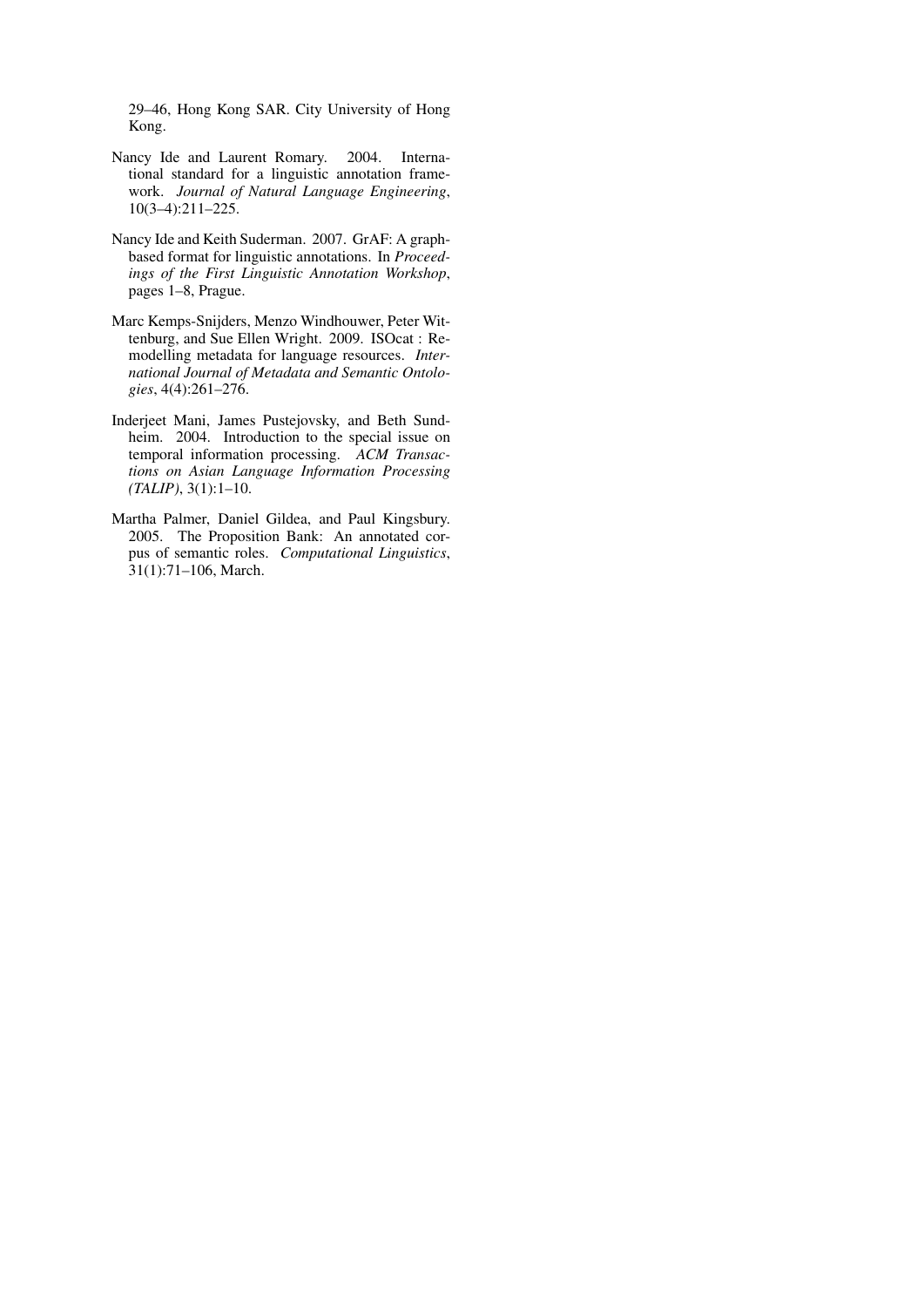29–46, Hong Kong SAR. City University of Hong Kong.

Nancy Ide and Laurent Romary. 2004. International standard for a linguistic annotation framework. *Journal of Natural Language Engineering*, 10(3–4):211–225.

Nancy Ide and Keith Suderman. 2007. GrAF: A graph-based format for linguistic annotations. In *Proceedings of the First Linguistic Annotation Workshop*, pages 1–8, Prague.

Marc Kemps-Snijders, Menzo Windhouwer, Peter Wittenburg, and Sue Ellen Wright. 2009. ISOcat : Remodelling metadata for language resources. *International Journal of Metadata and Semantic Ontologies*, 4(4):261–276.

Inderjeet Mani, James Pustejovsky, and Beth Sundheim. 2004. Introduction to the special issue on temporal information processing. *ACM Transactions on Asian Language Information Processing (TALIP)*, 3(1):1–10.

Martha Palmer, Daniel Gildea, and Paul Kingsbury. 2005. The Proposition Bank: An annotated corpus of semantic roles. *Computational Linguistics*, 31(1):71–106, March.